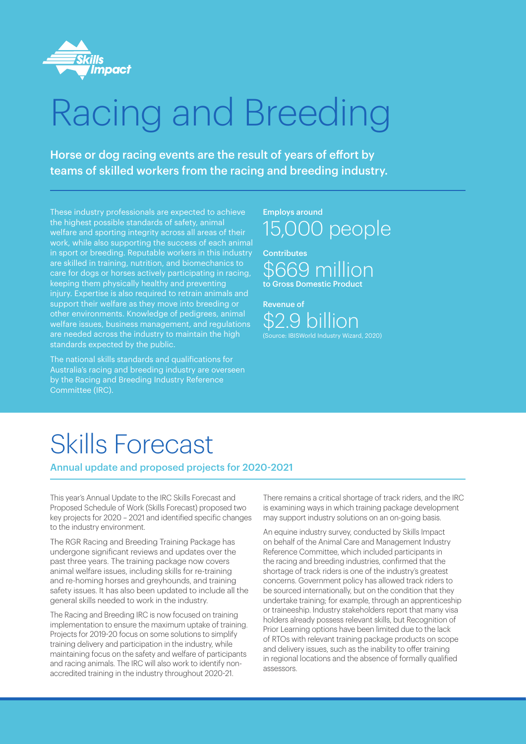# Racing and Breeding

**Horse or dog racing events are the result of years of effort by teams of skilled workers from the racing and breeding industry.**

These industry professionals are expected to achieve the highest possible standards of safety, animal welfare and sporting integrity across all areas of their work, while also supporting the success of each animal in sport or breeding. Reputable workers in this industry are skilled in training, nutrition, and biomechanics to care for dogs or horses actively participating in racing, keeping them physically healthy and preventing injury. Expertise is also required to retrain animals and support their welfare as they move into breeding or other environments. Knowledge of pedigrees, animal welfare issues, business management, and regulations are needed across the industry to maintain the high standards expected by the public.

The national skills standards and qualifications for Australia's racing and breeding industry are overseen by the Racing and Breeding Industry Reference Committee (IRC).

**Employs around**
15,000 people

**Contributes**
$669 million
**to Gross Domestic Product**

**Revenue of**
$2.9 billion
(Source: IBISWorld Industry Wizard, 2020)

# Skills Forecast

## Annual update and proposed projects for 2020-2021

This year's Annual Update to the IRC Skills Forecast and Proposed Schedule of Work (Skills Forecast) proposed two key projects for 2020 – 2021 and identified specific changes to the industry environment.

The RGR Racing and Breeding Training Package has undergone significant reviews and updates over the past three years. The training package now covers animal welfare issues, including skills for re-training and re-homing horses and greyhounds, and training safety issues. It has also been updated to include all the general skills needed to work in the industry.

The Racing and Breeding IRC is now focused on training implementation to ensure the maximum uptake of training. Projects for 2019-20 focus on some solutions to simplify training delivery and participation in the industry, while maintaining focus on the safety and welfare of participants and racing animals. The IRC will also work to identify non-accredited training in the industry throughout 2020-21.

There remains a critical shortage of track riders, and the IRC is examining ways in which training package development may support industry solutions on an on-going basis.

An equine industry survey, conducted by Skills Impact on behalf of the Animal Care and Management Industry Reference Committee, which included participants in the racing and breeding industries, confirmed that the shortage of track riders is one of the industry's greatest concerns. Government policy has allowed track riders to be sourced internationally, but on the condition that they undertake training; for example, through an apprenticeship or traineeship. Industry stakeholders report that many visa holders already possess relevant skills, but Recognition of Prior Learning options have been limited due to the lack of RTOs with relevant training package products on scope and delivery issues, such as the inability to offer training in regional locations and the absence of formally qualified assessors.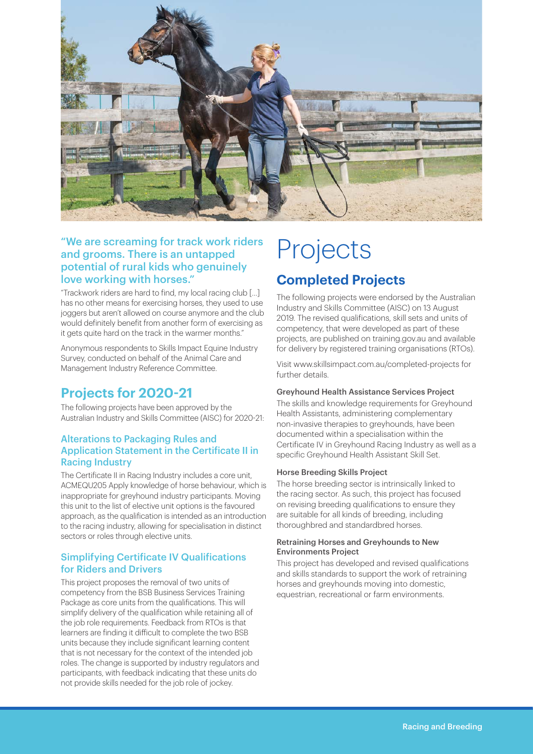"We are screaming for track work riders and grooms. There is an untapped potential of rural kids who genuinely love working with horses."

"Trackwork riders are hard to find, my local racing club [...] has no other means for exercising horses, they used to use joggers but aren't allowed on course anymore and the club would definitely benefit from another form of exercising as it gets quite hard on the track in the warmer months."

Anonymous respondents to Skills Impact Equine Industry Survey, conducted on behalf of the Animal Care and Management Industry Reference Committee.

## Projects for 2020-21

The following projects have been approved by the Australian Industry and Skills Committee (AISC) for 2020-21:

### Alterations to Packaging Rules and Application Statement in the Certificate II in Racing Industry

The Certificate II in Racing Industry includes a core unit, ACMEQU205 Apply knowledge of horse behaviour, which is inappropriate for greyhound industry participants. Moving this unit to the list of elective unit options is the favoured approach, as the qualification is intended as an introduction to the racing industry, allowing for specialisation in distinct sectors or roles through elective units.

### Simplifying Certificate IV Qualifications for Riders and Drivers

This project proposes the removal of two units of competency from the BSB Business Services Training Package as core units from the qualifications. This will simplify delivery of the qualification while retaining all of the job role requirements. Feedback from RTOs is that learners are finding it difficult to complete the two BSB units because they include significant learning content that is not necessary for the context of the intended job roles. The change is supported by industry regulators and participants, with feedback indicating that these units do not provide skills needed for the job role of jockey.

# Projects

## Completed Projects

The following projects were endorsed by the Australian Industry and Skills Committee (AISC) on 13 August 2019. The revised qualifications, skill sets and units of competency, that were developed as part of these projects, are published on training.gov.au and available for delivery by registered training organisations (RTOs).

Visit www.skillsimpact.com.au/completed-projects for further details.

### Greyhound Health Assistance Services Project

The skills and knowledge requirements for Greyhound Health Assistants, administering complementary non-invasive therapies to greyhounds, have been documented within a specialisation within the Certificate IV in Greyhound Racing Industry as well as a specific Greyhound Health Assistant Skill Set.

### Horse Breeding Skills Project

The horse breeding sector is intrinsically linked to the racing sector. As such, this project has focused on revising breeding qualifications to ensure they are suitable for all kinds of breeding, including thoroughbred and standardbred horses.

### Retraining Horses and Greyhounds to New Environments Project

This project has developed and revised qualifications and skills standards to support the work of retraining horses and greyhounds moving into domestic, equestrian, recreational or farm environments.